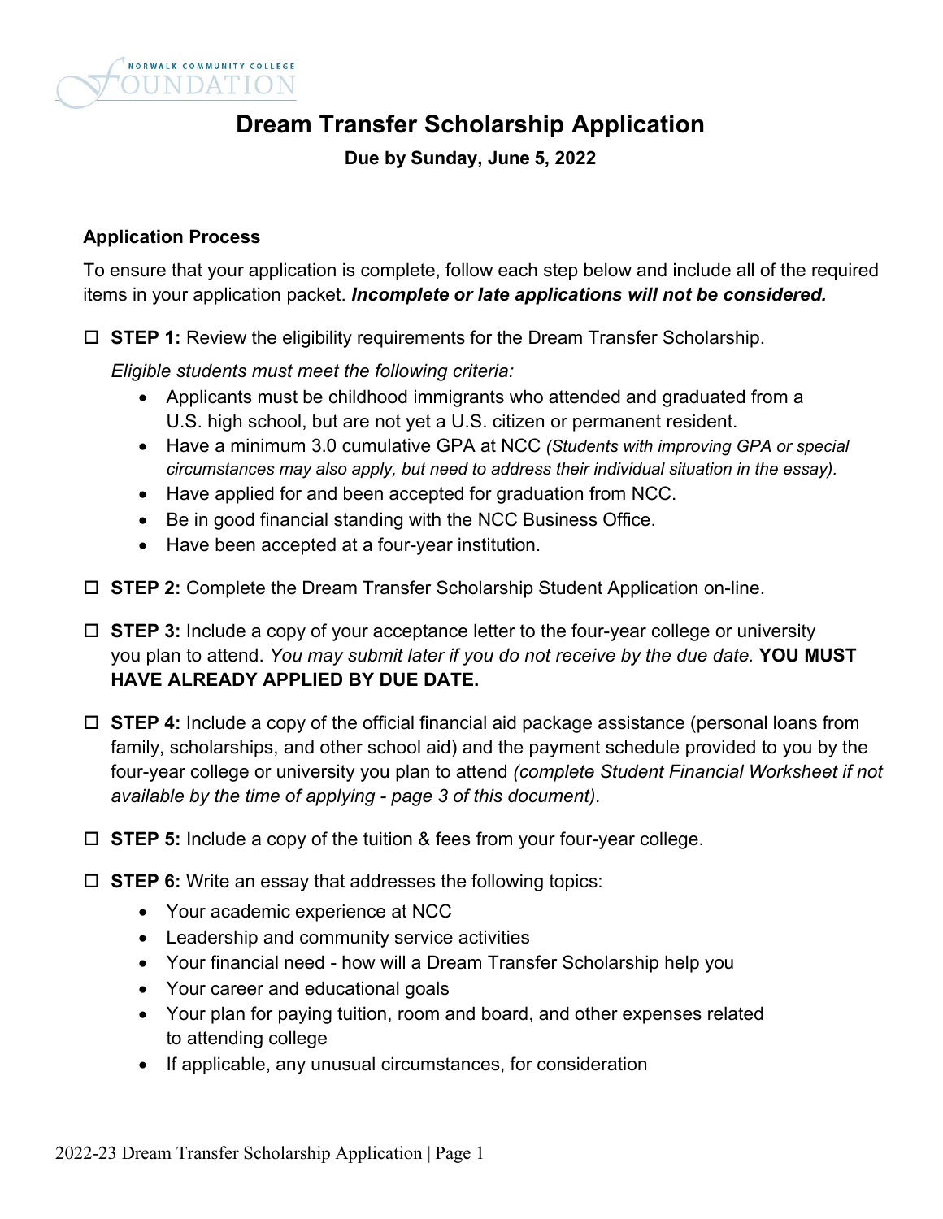# Dream Transfer Scholarship Application

**Due by Sunday, June 5, 2022**

### Application Process

To ensure that your application is complete, follow each step below and include all of the required items in your application packet. ***Incomplete or late applications will not be considered.***

☐ **STEP 1:** Review the eligibility requirements for the Dream Transfer Scholarship.

*Eligible students must meet the following criteria:*

- Applicants must be childhood immigrants who attended and graduated from a U.S. high school, but are not yet a U.S. citizen or permanent resident.
- Have a minimum 3.0 cumulative GPA at NCC *(Students with improving GPA or special circumstances may also apply, but need to address their individual situation in the essay).*
- Have applied for and been accepted for graduation from NCC.
- Be in good financial standing with the NCC Business Office.
- Have been accepted at a four-year institution.

☐ **STEP 2:** Complete the Dream Transfer Scholarship Student Application on-line.

☐ **STEP 3:** Include a copy of your acceptance letter to the four-year college or university you plan to attend. *You may submit later if you do not receive by the due date.* **YOU MUST HAVE ALREADY APPLIED BY DUE DATE.**

☐ **STEP 4:** Include a copy of the official financial aid package assistance (personal loans from family, scholarships, and other school aid) and the payment schedule provided to you by the four-year college or university you plan to attend *(complete Student Financial Worksheet if not available by the time of applying - page 3 of this document).*

☐ **STEP 5:** Include a copy of the tuition & fees from your four-year college.

☐ **STEP 6:** Write an essay that addresses the following topics:

- Your academic experience at NCC
- Leadership and community service activities
- Your financial need - how will a Dream Transfer Scholarship help you
- Your career and educational goals
- Your plan for paying tuition, room and board, and other expenses related to attending college
- If applicable, any unusual circumstances, for consideration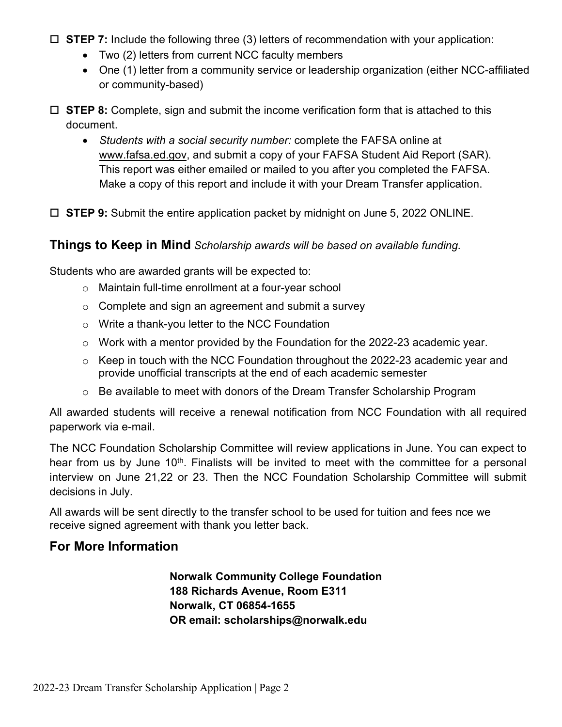- ☐ **STEP 7:** Include the following three (3) letters of recommendation with your application:
  - Two (2) letters from current NCC faculty members
  - One (1) letter from a community service or leadership organization (either NCC-affiliated or community-based)
- ☐ **STEP 8:** Complete, sign and submit the income verification form that is attached to this document.
  - *Students with a social security number:* complete the FAFSA online at www.fafsa.ed.gov, and submit a copy of your FAFSA Student Aid Report (SAR). This report was either emailed or mailed to you after you completed the FAFSA. Make a copy of this report and include it with your Dream Transfer application.
- ☐ **STEP 9:** Submit the entire application packet by midnight on June 5, 2022 ONLINE.

## Things to Keep in Mind *Scholarship awards will be based on available funding.*

Students who are awarded grants will be expected to:

- Maintain full-time enrollment at a four-year school
- Complete and sign an agreement and submit a survey
- Write a thank-you letter to the NCC Foundation
- Work with a mentor provided by the Foundation for the 2022-23 academic year.
- Keep in touch with the NCC Foundation throughout the 2022-23 academic year and provide unofficial transcripts at the end of each academic semester
- Be available to meet with donors of the Dream Transfer Scholarship Program

All awarded students will receive a renewal notification from NCC Foundation with all required paperwork via e-mail.

The NCC Foundation Scholarship Committee will review applications in June. You can expect to hear from us by June 10th. Finalists will be invited to meet with the committee for a personal interview on June 21,22 or 23. Then the NCC Foundation Scholarship Committee will submit decisions in July.

All awards will be sent directly to the transfer school to be used for tuition and fees nce we receive signed agreement with thank you letter back.

## For More Information

**Norwalk Community College Foundation**
**188 Richards Avenue, Room E311**
**Norwalk, CT 06854-1655**
**OR email: scholarships@norwalk.edu**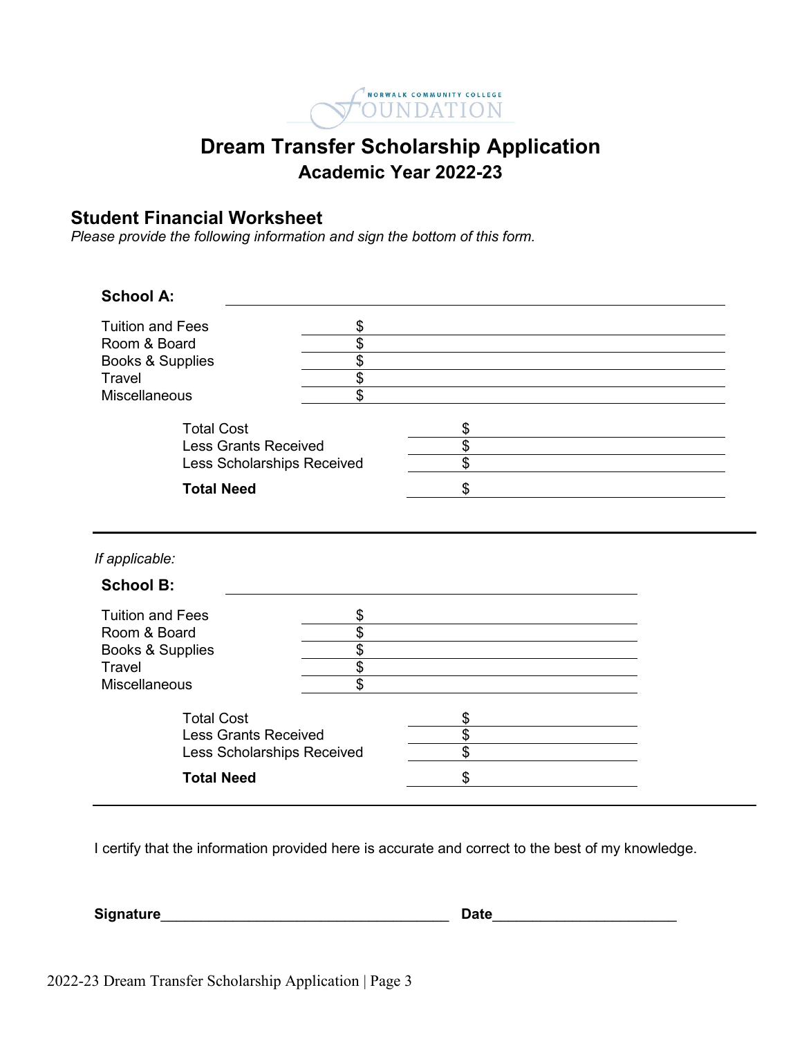NORWALK COMMUNITY COLLEGE FOUNDATION

# Dream Transfer Scholarship Application

## Academic Year 2022-23

### Student Financial Worksheet

*Please provide the following information and sign the bottom of this form.*

**School A:** ______________________________

| | |
|---|---|
| Tuition and Fees | $ |
| Room & Board | $ |
| Books & Supplies | $ |
| Travel | $ |
| Miscellaneous | $ |

| | |
|---|---|
| Total Cost | $ |
| Less Grants Received | $ |
| Less Scholarships Received | $ |
| **Total Need** | $ |

---

*If applicable:*

**School B:** ______________________________

| | |
|---|---|
| Tuition and Fees | $ |
| Room & Board | $ |
| Books & Supplies | $ |
| Travel | $ |
| Miscellaneous | $ |

| | |
|---|---|
| Total Cost | $ |
| Less Grants Received | $ |
| Less Scholarships Received | $ |
| **Total Need** | $ |

---

I certify that the information provided here is accurate and correct to the best of my knowledge.

**Signature**_____________________________________ **Date**______________________